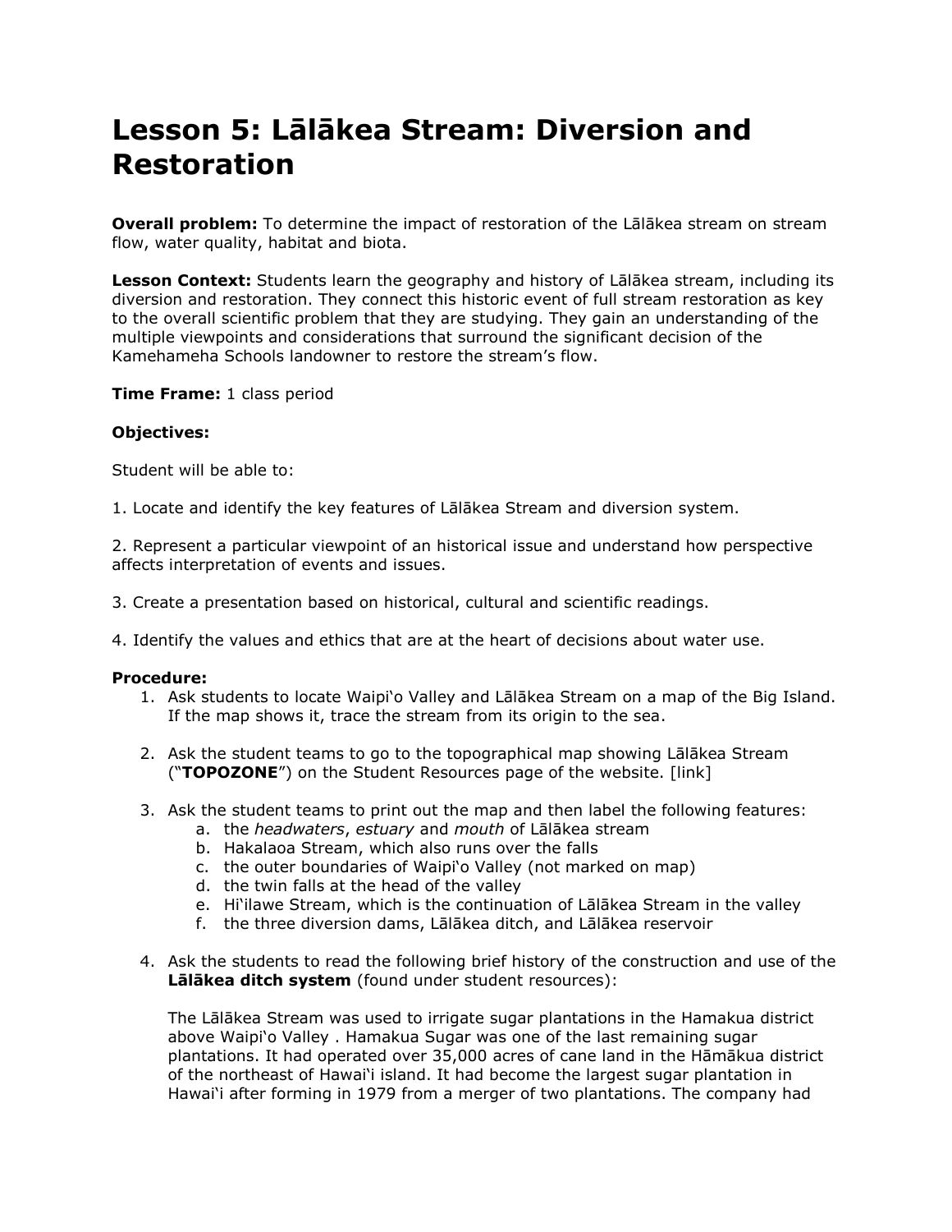# Lālākea Stream: Diversion and Restoration

Lesson 5: Lālākea Stream: Diversion and Restoration

**Overall problem:** To determine the impact of restoration of the Lālākea stream on stream flow, water quality, habitat and biota.

**Lesson Context:** Students learn the geography and history of Lālākea stream, including its diversion and restoration. They connect this historic event of full stream restoration as key to the overall scientific problem that they are studying. They gain an understanding of the multiple viewpoints and considerations that surround the significant decision of the Kamehameha Schools landowner to restore the stream's flow.

**Time Frame:** 1 class period

**Objectives:**

Student will be able to:

1. Locate and identify the key features of Lālākea Stream and diversion system.

2. Represent a particular viewpoint of an historical issue and understand how perspective affects interpretation of events and issues.

3. Create a presentation based on historical, cultural and scientific readings.

4. Identify the values and ethics that are at the heart of decisions about water use.

**Procedure:**

1. Ask students to locate Waipi'o Valley and Lālākea Stream on a map of the Big Island. If the map shows it, trace the stream from its origin to the sea.

2. Ask the student teams to go to the topographical map showing Lālākea Stream ("**TOPOZONE**") on the Student Resources page of the website. [link]

3. Ask the student teams to print out the map and then label the following features:
    a. the *headwaters*, *estuary* and *mouth* of Lālākea stream
    b. Hakalaoa Stream, which also runs over the falls
    c. the outer boundaries of Waipi'o Valley (not marked on map)
    d. the twin falls at the head of the valley
    e. Hi'ilawe Stream, which is the continuation of Lālākea Stream in the valley
    f. the three diversion dams, Lālākea ditch, and Lālākea reservoir

4. Ask the students to read the following brief history of the construction and use of the **Lālākea ditch system** (found under student resources):

    The Lālākea Stream was used to irrigate sugar plantations in the Hamakua district above Waipi'o Valley . Hamakua Sugar was one of the last remaining sugar plantations. It had operated over 35,000 acres of cane land in the Hāmākua district of the northeast of Hawai'i island. It had become the largest sugar plantation in Hawai'i after forming in 1979 from a merger of two plantations. The company had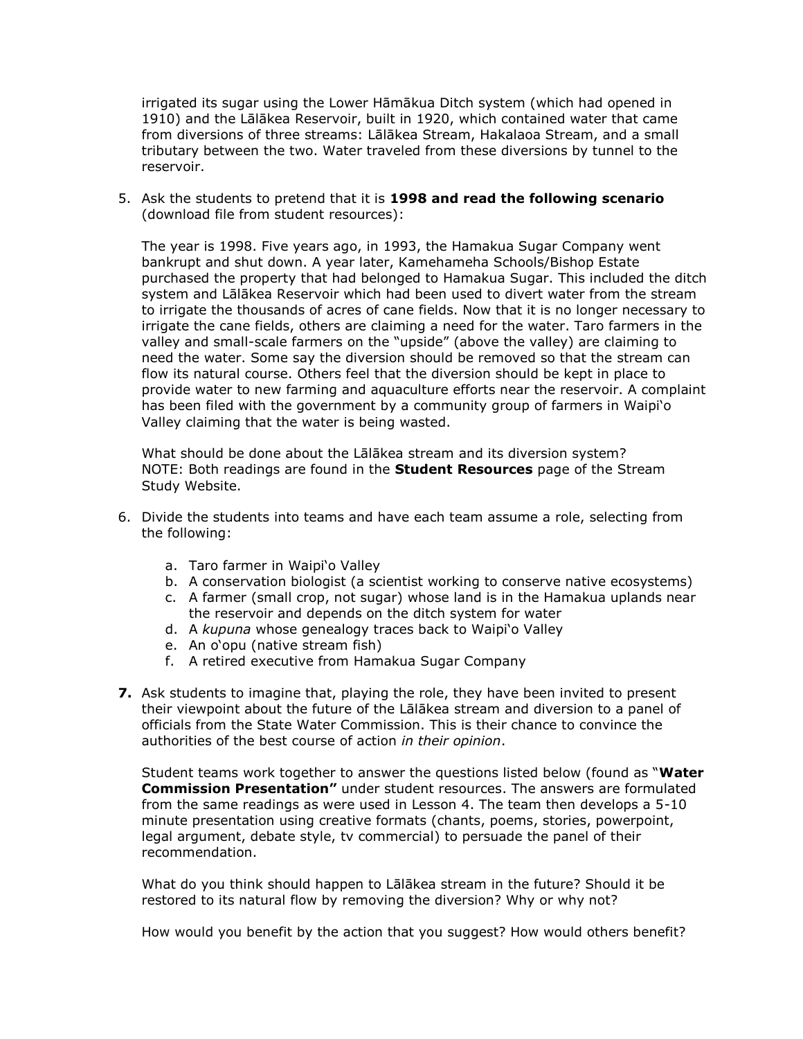irrigated its sugar using the Lower Hāmākua Ditch system (which had opened in 1910) and the Lālākea Reservoir, built in 1920, which contained water that came from diversions of three streams: Lālākea Stream, Hakalaoa Stream, and a small tributary between the two. Water traveled from these diversions by tunnel to the reservoir.

5. Ask the students to pretend that it is **1998 and read the following scenario** (download file from student resources):

   The year is 1998. Five years ago, in 1993, the Hamakua Sugar Company went bankrupt and shut down. A year later, Kamehameha Schools/Bishop Estate purchased the property that had belonged to Hamakua Sugar. This included the ditch system and Lālākea Reservoir which had been used to divert water from the stream to irrigate the thousands of acres of cane fields. Now that it is no longer necessary to irrigate the cane fields, others are claiming a need for the water. Taro farmers in the valley and small-scale farmers on the "upside" (above the valley) are claiming to need the water. Some say the diversion should be removed so that the stream can flow its natural course. Others feel that the diversion should be kept in place to provide water to new farming and aquaculture efforts near the reservoir. A complaint has been filed with the government by a community group of farmers in Waipi'o Valley claiming that the water is being wasted.

   What should be done about the Lālākea stream and its diversion system?
   NOTE: Both readings are found in the **Student Resources** page of the Stream Study Website.

6. Divide the students into teams and have each team assume a role, selecting from the following:

   a. Taro farmer in Waipi'o Valley
   b. A conservation biologist (a scientist working to conserve native ecosystems)
   c. A farmer (small crop, not sugar) whose land is in the Hamakua uplands near the reservoir and depends on the ditch system for water
   d. A *kupuna* whose genealogy traces back to Waipi'o Valley
   e. An o'opu (native stream fish)
   f. A retired executive from Hamakua Sugar Company

7. Ask students to imagine that, playing the role, they have been invited to present their viewpoint about the future of the Lālākea stream and diversion to a panel of officials from the State Water Commission. This is their chance to convince the authorities of the best course of action *in their opinion*.

   Student teams work together to answer the questions listed below (found as "**Water Commission Presentation"** under student resources. The answers are formulated from the same readings as were used in Lesson 4. The team then develops a 5-10 minute presentation using creative formats (chants, poems, stories, powerpoint, legal argument, debate style, tv commercial) to persuade the panel of their recommendation.

   What do you think should happen to Lālākea stream in the future? Should it be restored to its natural flow by removing the diversion? Why or why not?

   How would you benefit by the action that you suggest? How would others benefit?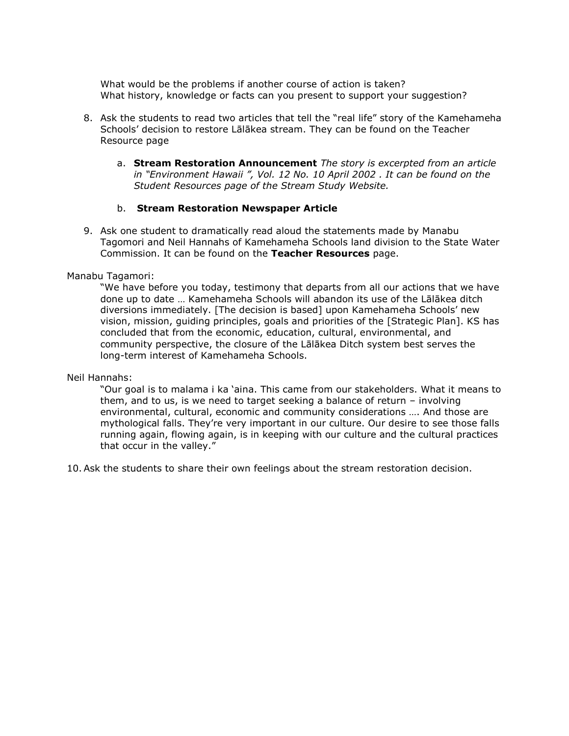What would be the problems if another course of action is taken?
What history, knowledge or facts can you present to support your suggestion?

8. Ask the students to read two articles that tell the "real life" story of the Kamehameha Schools' decision to restore Lālākea stream. They can be found on the Teacher Resource page

   a. **Stream Restoration Announcement** *The story is excerpted from an article in "Environment Hawaii ", Vol. 12 No. 10 April 2002 . It can be found on the Student Resources page of the Stream Study Website.*

   b. **Stream Restoration Newspaper Article**

9. Ask one student to dramatically read aloud the statements made by Manabu Tagomori and Neil Hannahs of Kamehameha Schools land division to the State Water Commission. It can be found on the **Teacher Resources** page.

Manabu Tagamori:

> "We have before you today, testimony that departs from all our actions that we have done up to date … Kamehameha Schools will abandon its use of the Lālākea ditch diversions immediately. [The decision is based] upon Kamehameha Schools' new vision, mission, guiding principles, goals and priorities of the [Strategic Plan]. KS has concluded that from the economic, education, cultural, environmental, and community perspective, the closure of the Lālākea Ditch system best serves the long-term interest of Kamehameha Schools.

Neil Hannahs:

> "Our goal is to malama i ka 'aina. This came from our stakeholders. What it means to them, and to us, is we need to target seeking a balance of return – involving environmental, cultural, economic and community considerations …. And those are mythological falls. They're very important in our culture. Our desire to see those falls running again, flowing again, is in keeping with our culture and the cultural practices that occur in the valley."

10. Ask the students to share their own feelings about the stream restoration decision.